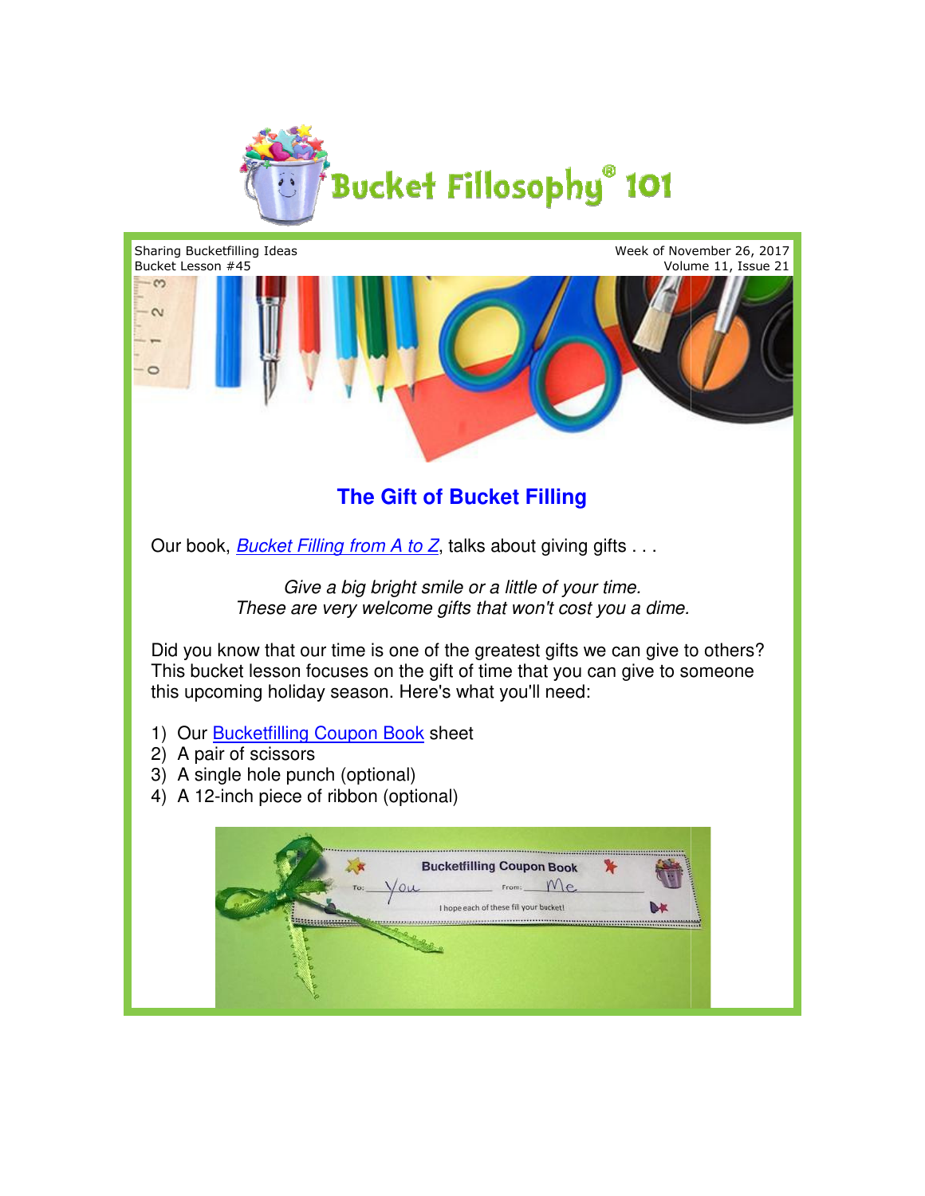# Bucket Fillosophy® 101

Sharing Bucketfilling Ideas
Bucket Lesson #45

Week of November 26, 2017
Volume 11, Issue 21

## The Gift of Bucket Filling

Our book, *Bucket Filling from A to Z*, talks about giving gifts . . .

*Give a big bright smile or a little of your time.*
*These are very welcome gifts that won't cost you a dime.*

Did you know that our time is one of the greatest gifts we can give to others? This bucket lesson focuses on the gift of time that you can give to someone this upcoming holiday season. Here's what you'll need:

1) Our Bucketfilling Coupon Book sheet
2) A pair of scissors
3) A single hole punch (optional)
4) A 12-inch piece of ribbon (optional)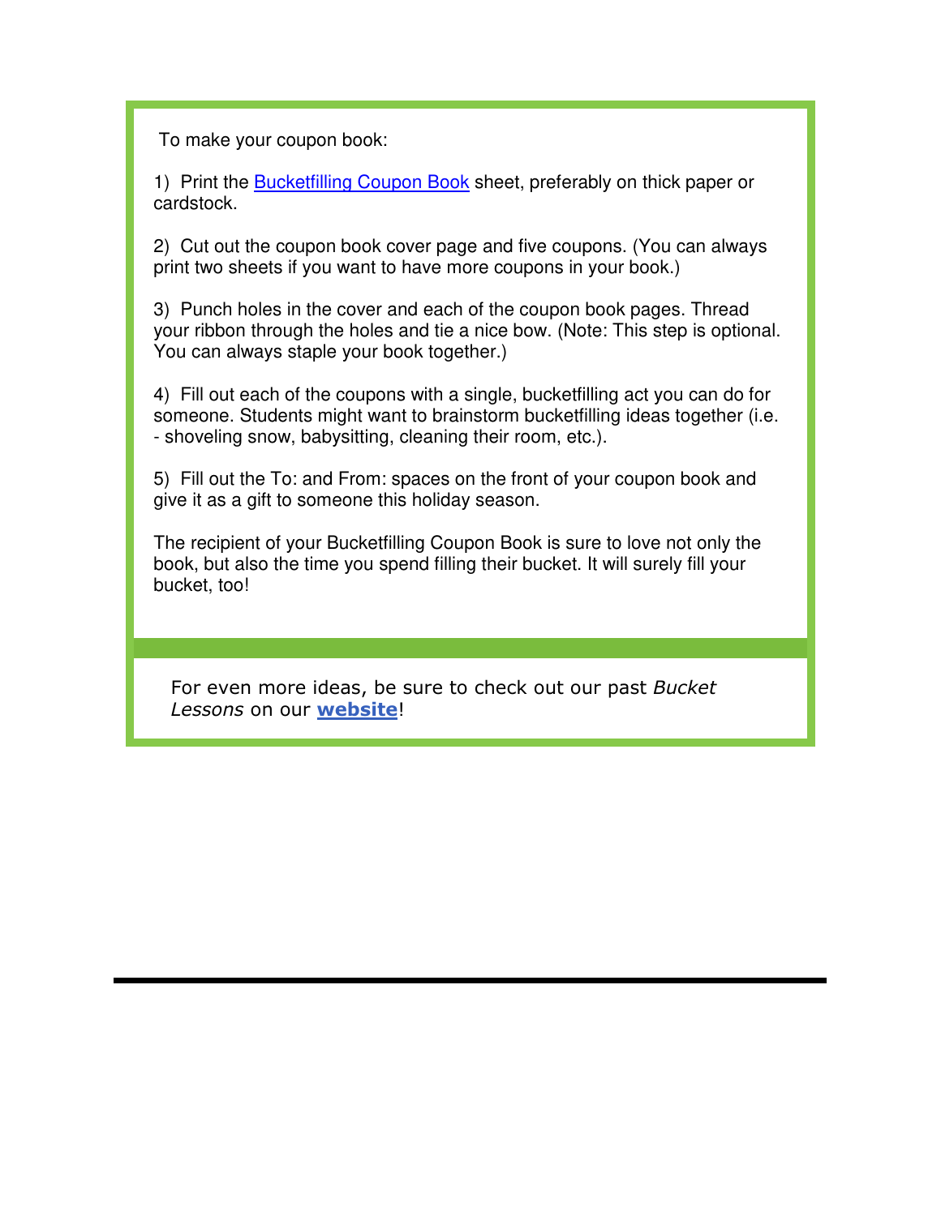To make your coupon book:

1) Print the Bucketfilling Coupon Book sheet, preferably on thick paper or cardstock.

2) Cut out the coupon book cover page and five coupons. (You can always print two sheets if you want to have more coupons in your book.)

3) Punch holes in the cover and each of the coupon book pages. Thread your ribbon through the holes and tie a nice bow. (Note: This step is optional. You can always staple your book together.)

4) Fill out each of the coupons with a single, bucketfilling act you can do for someone. Students might want to brainstorm bucketfilling ideas together (i.e. - shoveling snow, babysitting, cleaning their room, etc.).

5) Fill out the To: and From: spaces on the front of your coupon book and give it as a gift to someone this holiday season.

The recipient of your Bucketfilling Coupon Book is sure to love not only the book, but also the time you spend filling their bucket. It will surely fill your bucket, too!

For even more ideas, be sure to check out our past *Bucket Lessons* on our **website**!